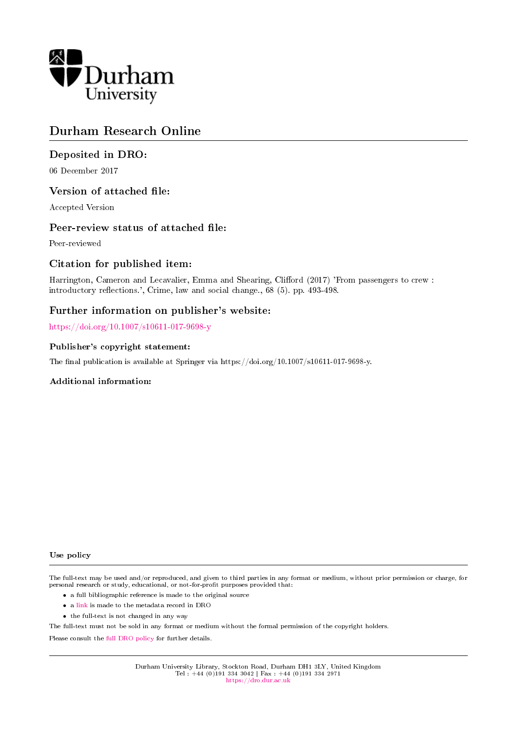Durham University

# Durham Research Online

## Deposited in DRO:

06 December 2017

## Version of attached file:

Accepted Version

## Peer-review status of attached file:

Peer-reviewed

## Citation for published item:

Harrington, Cameron and Lecavalier, Emma and Shearing, Clifford (2017) 'From passengers to crew : introductory reflections.', Crime, law and social change., 68 (5). pp. 493-498.

## Further information on publisher's website:

https://doi.org/10.1007/s10611-017-9698-y

### Publisher's copyright statement:

The final publication is available at Springer via https://doi.org/10.1007/s10611-017-9698-y.

### Additional information:

### Use policy

The full-text may be used and/or reproduced, and given to third parties in any format or medium, without prior permission or charge, for personal research or study, educational, or not-for-profit purposes provided that:

- a full bibliographic reference is made to the original source
- a link is made to the metadata record in DRO
- the full-text is not changed in any way

The full-text must not be sold in any format or medium without the formal permission of the copyright holders.

Please consult the full DRO policy for further details.

Durham University Library, Stockton Road, Durham DH1 3LY, United Kingdom
Tel : +44 (0)191 334 3042 | Fax : +44 (0)191 334 2971
https://dro.dur.ac.uk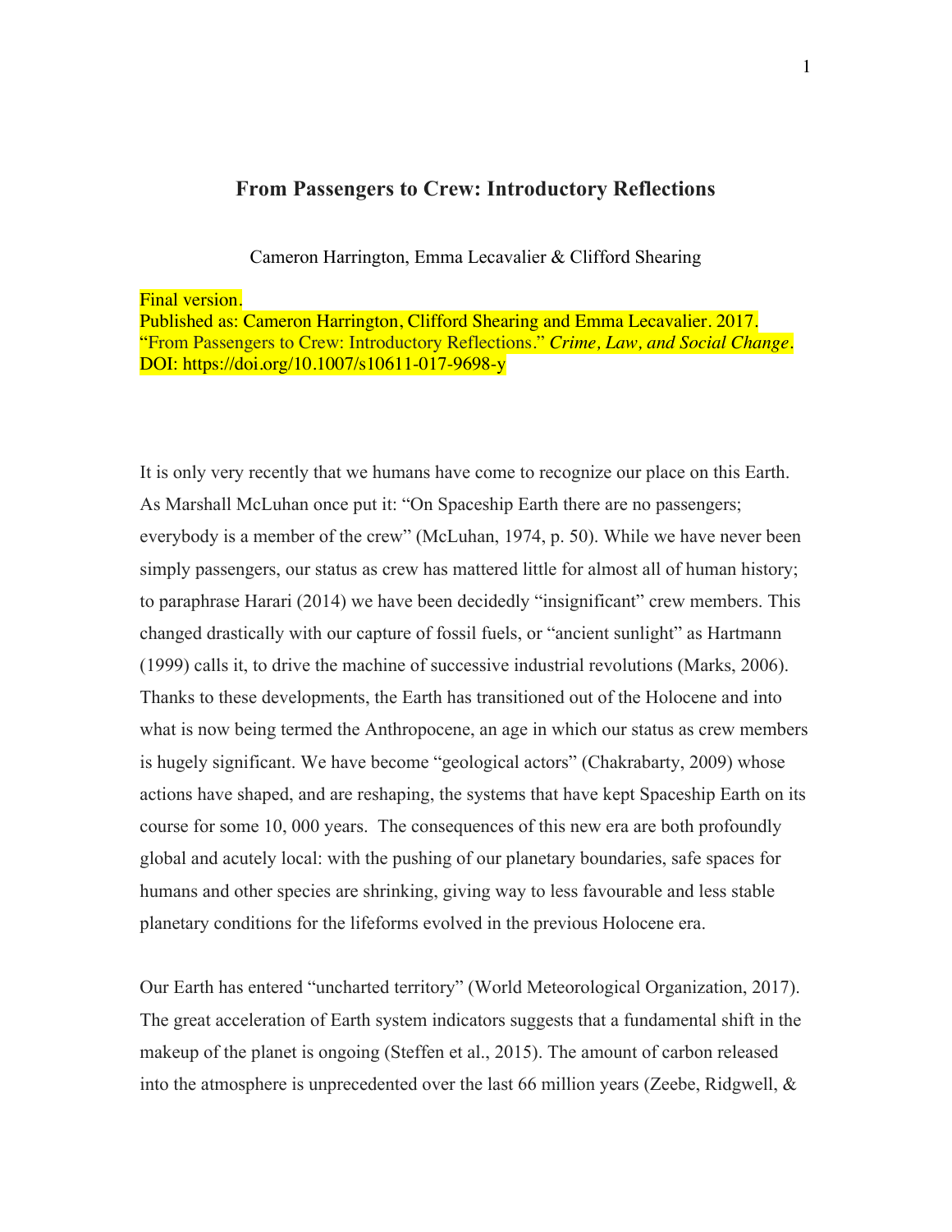# From Passengers to Crew: Introductory Reflections

Cameron Harrington, Emma Lecavalier & Clifford Shearing

Final version.
Published as: Cameron Harrington, Clifford Shearing and Emma Lecavalier. 2017. "From Passengers to Crew: Introductory Reflections." *Crime, Law, and Social Change*. DOI: https://doi.org/10.1007/s10611-017-9698-y

It is only very recently that we humans have come to recognize our place on this Earth. As Marshall McLuhan once put it: "On Spaceship Earth there are no passengers; everybody is a member of the crew" (McLuhan, 1974, p. 50). While we have never been simply passengers, our status as crew has mattered little for almost all of human history; to paraphrase Harari (2014) we have been decidedly "insignificant" crew members. This changed drastically with our capture of fossil fuels, or "ancient sunlight" as Hartmann (1999) calls it, to drive the machine of successive industrial revolutions (Marks, 2006). Thanks to these developments, the Earth has transitioned out of the Holocene and into what is now being termed the Anthropocene, an age in which our status as crew members is hugely significant. We have become "geological actors" (Chakrabarty, 2009) whose actions have shaped, and are reshaping, the systems that have kept Spaceship Earth on its course for some 10, 000 years. The consequences of this new era are both profoundly global and acutely local: with the pushing of our planetary boundaries, safe spaces for humans and other species are shrinking, giving way to less favourable and less stable planetary conditions for the lifeforms evolved in the previous Holocene era.

Our Earth has entered "uncharted territory" (World Meteorological Organization, 2017). The great acceleration of Earth system indicators suggests that a fundamental shift in the makeup of the planet is ongoing (Steffen et al., 2015). The amount of carbon released into the atmosphere is unprecedented over the last 66 million years (Zeebe, Ridgwell, &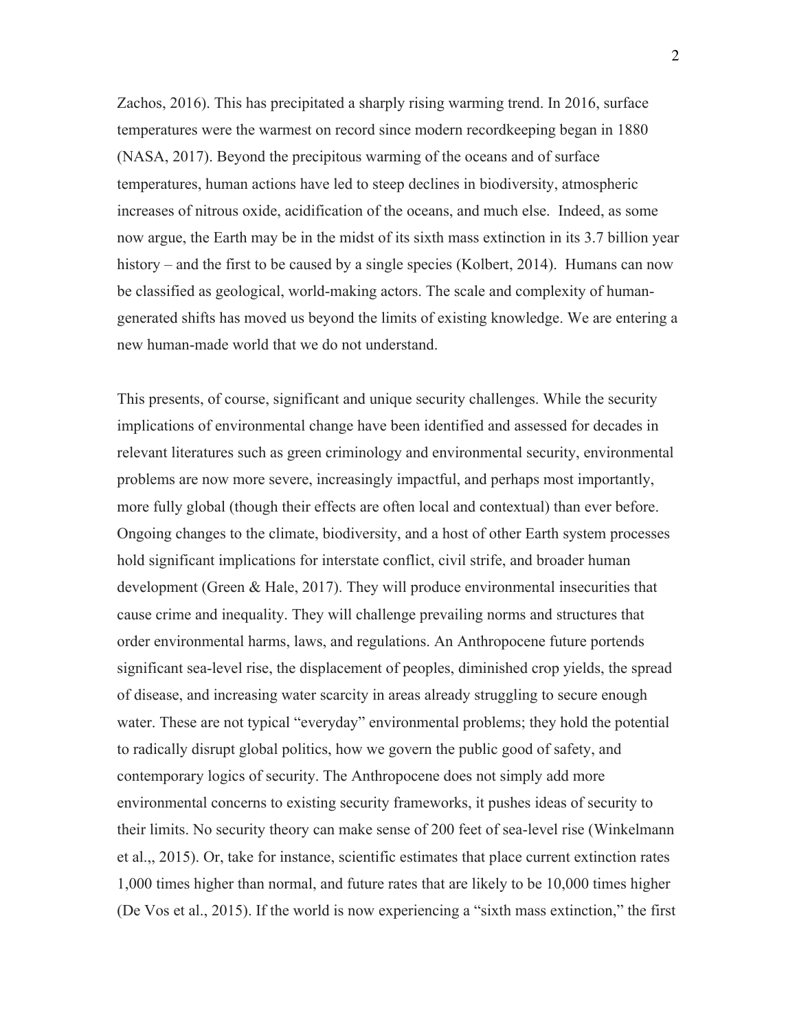Zachos, 2016). This has precipitated a sharply rising warming trend. In 2016, surface temperatures were the warmest on record since modern recordkeeping began in 1880 (NASA, 2017). Beyond the precipitous warming of the oceans and of surface temperatures, human actions have led to steep declines in biodiversity, atmospheric increases of nitrous oxide, acidification of the oceans, and much else. Indeed, as some now argue, the Earth may be in the midst of its sixth mass extinction in its 3.7 billion year history – and the first to be caused by a single species (Kolbert, 2014). Humans can now be classified as geological, world-making actors. The scale and complexity of human-generated shifts has moved us beyond the limits of existing knowledge. We are entering a new human-made world that we do not understand.

This presents, of course, significant and unique security challenges. While the security implications of environmental change have been identified and assessed for decades in relevant literatures such as green criminology and environmental security, environmental problems are now more severe, increasingly impactful, and perhaps most importantly, more fully global (though their effects are often local and contextual) than ever before. Ongoing changes to the climate, biodiversity, and a host of other Earth system processes hold significant implications for interstate conflict, civil strife, and broader human development (Green & Hale, 2017). They will produce environmental insecurities that cause crime and inequality. They will challenge prevailing norms and structures that order environmental harms, laws, and regulations. An Anthropocene future portends significant sea-level rise, the displacement of peoples, diminished crop yields, the spread of disease, and increasing water scarcity in areas already struggling to secure enough water. These are not typical "everyday" environmental problems; they hold the potential to radically disrupt global politics, how we govern the public good of safety, and contemporary logics of security. The Anthropocene does not simply add more environmental concerns to existing security frameworks, it pushes ideas of security to their limits. No security theory can make sense of 200 feet of sea-level rise (Winkelmann et al.,, 2015). Or, take for instance, scientific estimates that place current extinction rates 1,000 times higher than normal, and future rates that are likely to be 10,000 times higher (De Vos et al., 2015). If the world is now experiencing a "sixth mass extinction," the first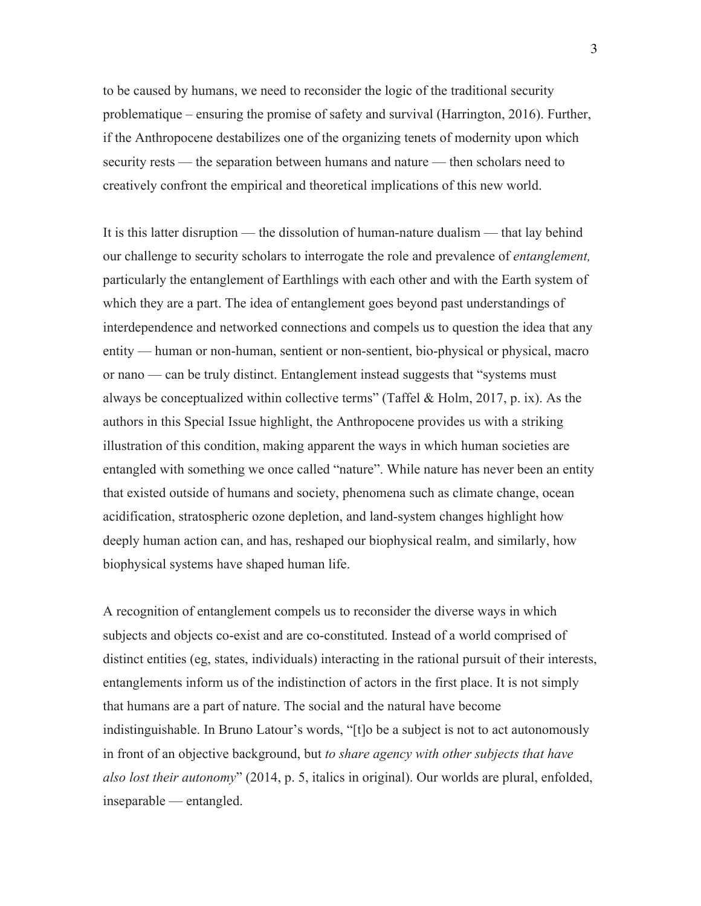to be caused by humans, we need to reconsider the logic of the traditional security problematique – ensuring the promise of safety and survival (Harrington, 2016). Further, if the Anthropocene destabilizes one of the organizing tenets of modernity upon which security rests — the separation between humans and nature — then scholars need to creatively confront the empirical and theoretical implications of this new world.

It is this latter disruption — the dissolution of human-nature dualism — that lay behind our challenge to security scholars to interrogate the role and prevalence of *entanglement,* particularly the entanglement of Earthlings with each other and with the Earth system of which they are a part. The idea of entanglement goes beyond past understandings of interdependence and networked connections and compels us to question the idea that any entity — human or non-human, sentient or non-sentient, bio-physical or physical, macro or nano — can be truly distinct. Entanglement instead suggests that "systems must always be conceptualized within collective terms" (Taffel & Holm, 2017, p. ix). As the authors in this Special Issue highlight, the Anthropocene provides us with a striking illustration of this condition, making apparent the ways in which human societies are entangled with something we once called "nature". While nature has never been an entity that existed outside of humans and society, phenomena such as climate change, ocean acidification, stratospheric ozone depletion, and land-system changes highlight how deeply human action can, and has, reshaped our biophysical realm, and similarly, how biophysical systems have shaped human life.

A recognition of entanglement compels us to reconsider the diverse ways in which subjects and objects co-exist and are co-constituted. Instead of a world comprised of distinct entities (eg, states, individuals) interacting in the rational pursuit of their interests, entanglements inform us of the indistinction of actors in the first place. It is not simply that humans are a part of nature. The social and the natural have become indistinguishable. In Bruno Latour's words, "[t]o be a subject is not to act autonomously in front of an objective background, but *to share agency with other subjects that have also lost their autonomy*" (2014, p. 5, italics in original). Our worlds are plural, enfolded, inseparable — entangled.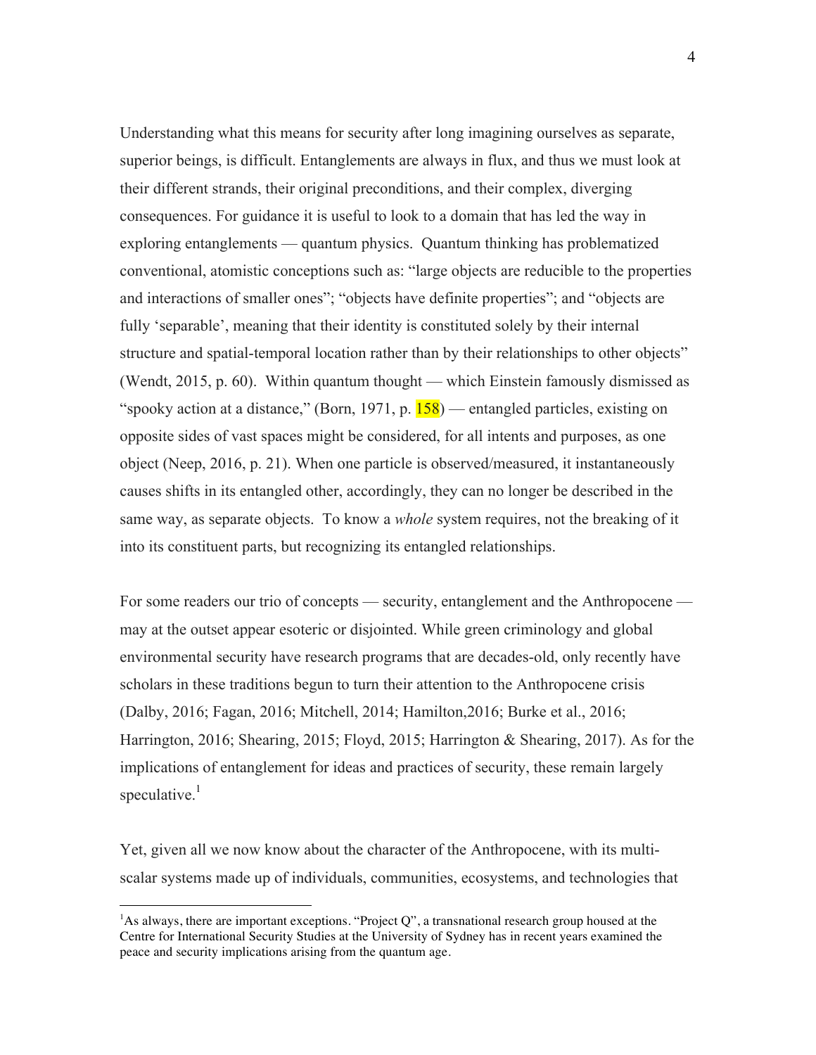Understanding what this means for security after long imagining ourselves as separate, superior beings, is difficult. Entanglements are always in flux, and thus we must look at their different strands, their original preconditions, and their complex, diverging consequences. For guidance it is useful to look to a domain that has led the way in exploring entanglements — quantum physics. Quantum thinking has problematized conventional, atomistic conceptions such as: "large objects are reducible to the properties and interactions of smaller ones"; "objects have definite properties"; and "objects are fully 'separable', meaning that their identity is constituted solely by their internal structure and spatial-temporal location rather than by their relationships to other objects" (Wendt, 2015, p. 60). Within quantum thought — which Einstein famously dismissed as "spooky action at a distance," (Born, 1971, p. 158) — entangled particles, existing on opposite sides of vast spaces might be considered, for all intents and purposes, as one object (Neep, 2016, p. 21). When one particle is observed/measured, it instantaneously causes shifts in its entangled other, accordingly, they can no longer be described in the same way, as separate objects. To know a *whole* system requires, not the breaking of it into its constituent parts, but recognizing its entangled relationships.

For some readers our trio of concepts — security, entanglement and the Anthropocene — may at the outset appear esoteric or disjointed. While green criminology and global environmental security have research programs that are decades-old, only recently have scholars in these traditions begun to turn their attention to the Anthropocene crisis (Dalby, 2016; Fagan, 2016; Mitchell, 2014; Hamilton,2016; Burke et al., 2016; Harrington, 2016; Shearing, 2015; Floyd, 2015; Harrington & Shearing, 2017). As for the implications of entanglement for ideas and practices of security, these remain largely speculative.[1]

Yet, given all we now know about the character of the Anthropocene, with its multi-scalar systems made up of individuals, communities, ecosystems, and technologies that

[1] As always, there are important exceptions. "Project Q", a transnational research group housed at the Centre for International Security Studies at the University of Sydney has in recent years examined the peace and security implications arising from the quantum age.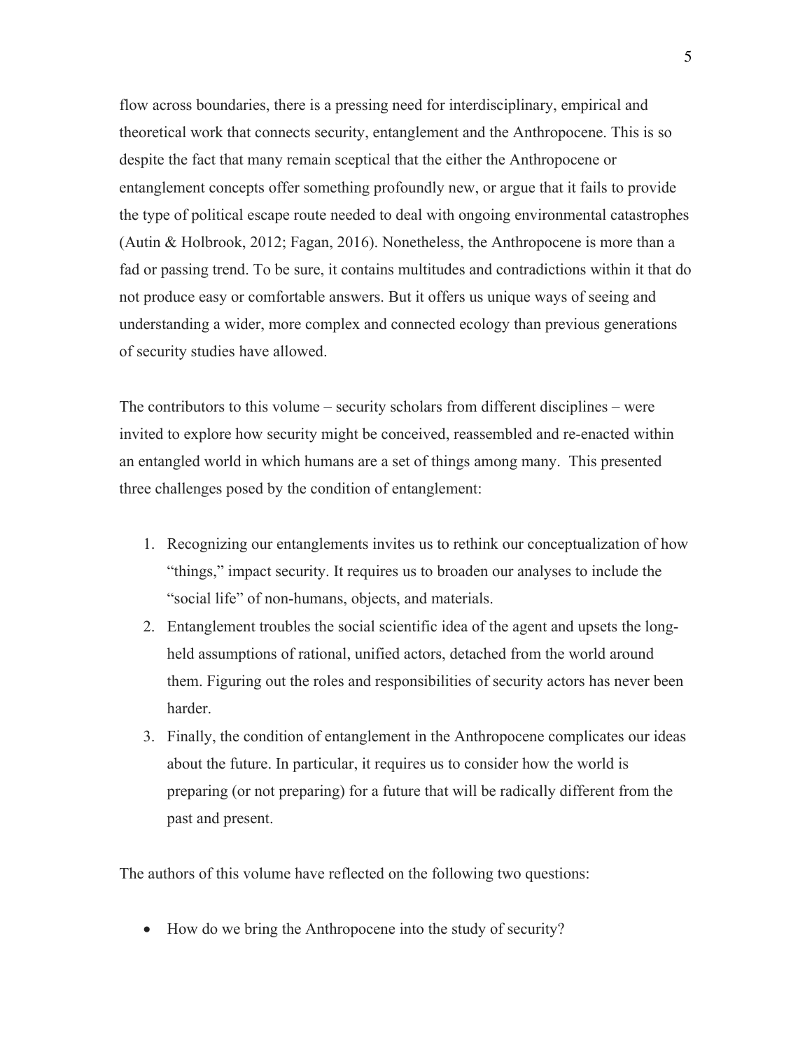flow across boundaries, there is a pressing need for interdisciplinary, empirical and theoretical work that connects security, entanglement and the Anthropocene. This is so despite the fact that many remain sceptical that the either the Anthropocene or entanglement concepts offer something profoundly new, or argue that it fails to provide the type of political escape route needed to deal with ongoing environmental catastrophes (Autin & Holbrook, 2012; Fagan, 2016). Nonetheless, the Anthropocene is more than a fad or passing trend. To be sure, it contains multitudes and contradictions within it that do not produce easy or comfortable answers. But it offers us unique ways of seeing and understanding a wider, more complex and connected ecology than previous generations of security studies have allowed.

The contributors to this volume – security scholars from different disciplines – were invited to explore how security might be conceived, reassembled and re-enacted within an entangled world in which humans are a set of things among many. This presented three challenges posed by the condition of entanglement:

1. Recognizing our entanglements invites us to rethink our conceptualization of how "things," impact security. It requires us to broaden our analyses to include the "social life" of non-humans, objects, and materials.
2. Entanglement troubles the social scientific idea of the agent and upsets the long-held assumptions of rational, unified actors, detached from the world around them. Figuring out the roles and responsibilities of security actors has never been harder.
3. Finally, the condition of entanglement in the Anthropocene complicates our ideas about the future. In particular, it requires us to consider how the world is preparing (or not preparing) for a future that will be radically different from the past and present.

The authors of this volume have reflected on the following two questions:

- How do we bring the Anthropocene into the study of security?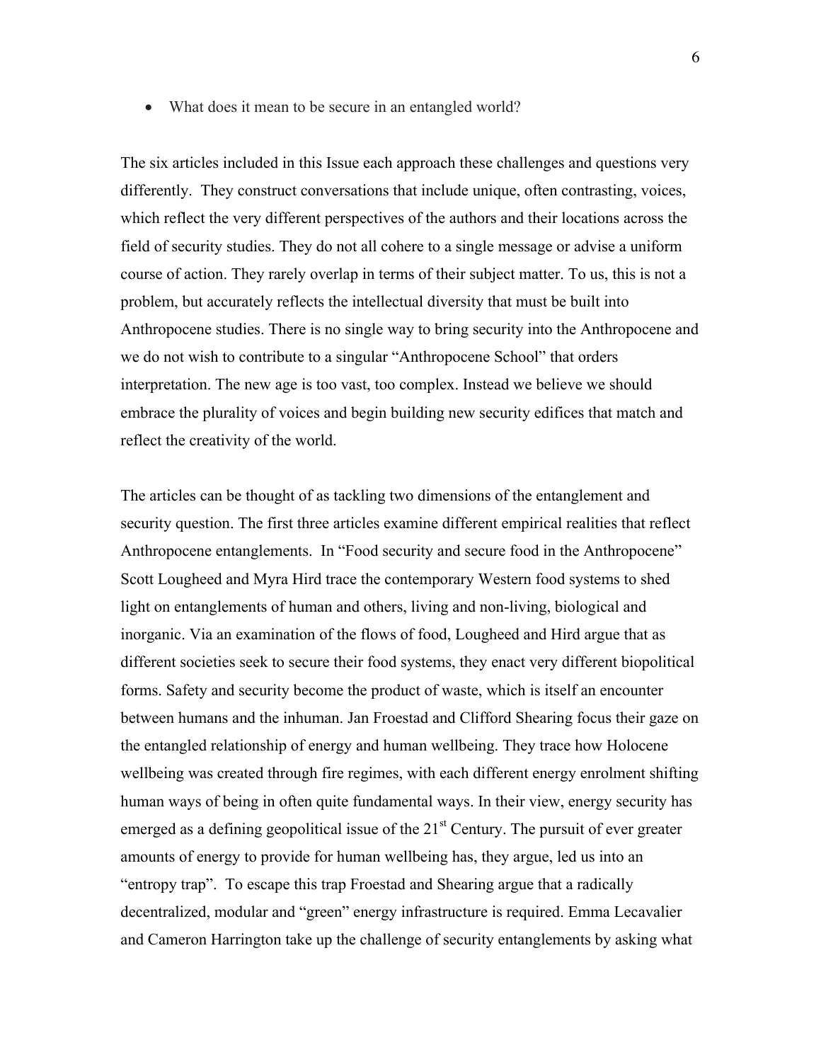- What does it mean to be secure in an entangled world?

The six articles included in this Issue each approach these challenges and questions very differently. They construct conversations that include unique, often contrasting, voices, which reflect the very different perspectives of the authors and their locations across the field of security studies. They do not all cohere to a single message or advise a uniform course of action. They rarely overlap in terms of their subject matter. To us, this is not a problem, but accurately reflects the intellectual diversity that must be built into Anthropocene studies. There is no single way to bring security into the Anthropocene and we do not wish to contribute to a singular "Anthropocene School" that orders interpretation. The new age is too vast, too complex. Instead we believe we should embrace the plurality of voices and begin building new security edifices that match and reflect the creativity of the world.

The articles can be thought of as tackling two dimensions of the entanglement and security question. The first three articles examine different empirical realities that reflect Anthropocene entanglements. In "Food security and secure food in the Anthropocene" Scott Lougheed and Myra Hird trace the contemporary Western food systems to shed light on entanglements of human and others, living and non-living, biological and inorganic. Via an examination of the flows of food, Lougheed and Hird argue that as different societies seek to secure their food systems, they enact very different biopolitical forms. Safety and security become the product of waste, which is itself an encounter between humans and the inhuman. Jan Froestad and Clifford Shearing focus their gaze on the entangled relationship of energy and human wellbeing. They trace how Holocene wellbeing was created through fire regimes, with each different energy enrolment shifting human ways of being in often quite fundamental ways. In their view, energy security has emerged as a defining geopolitical issue of the 21st Century. The pursuit of ever greater amounts of energy to provide for human wellbeing has, they argue, led us into an "entropy trap". To escape this trap Froestad and Shearing argue that a radically decentralized, modular and "green" energy infrastructure is required. Emma Lecavalier and Cameron Harrington take up the challenge of security entanglements by asking what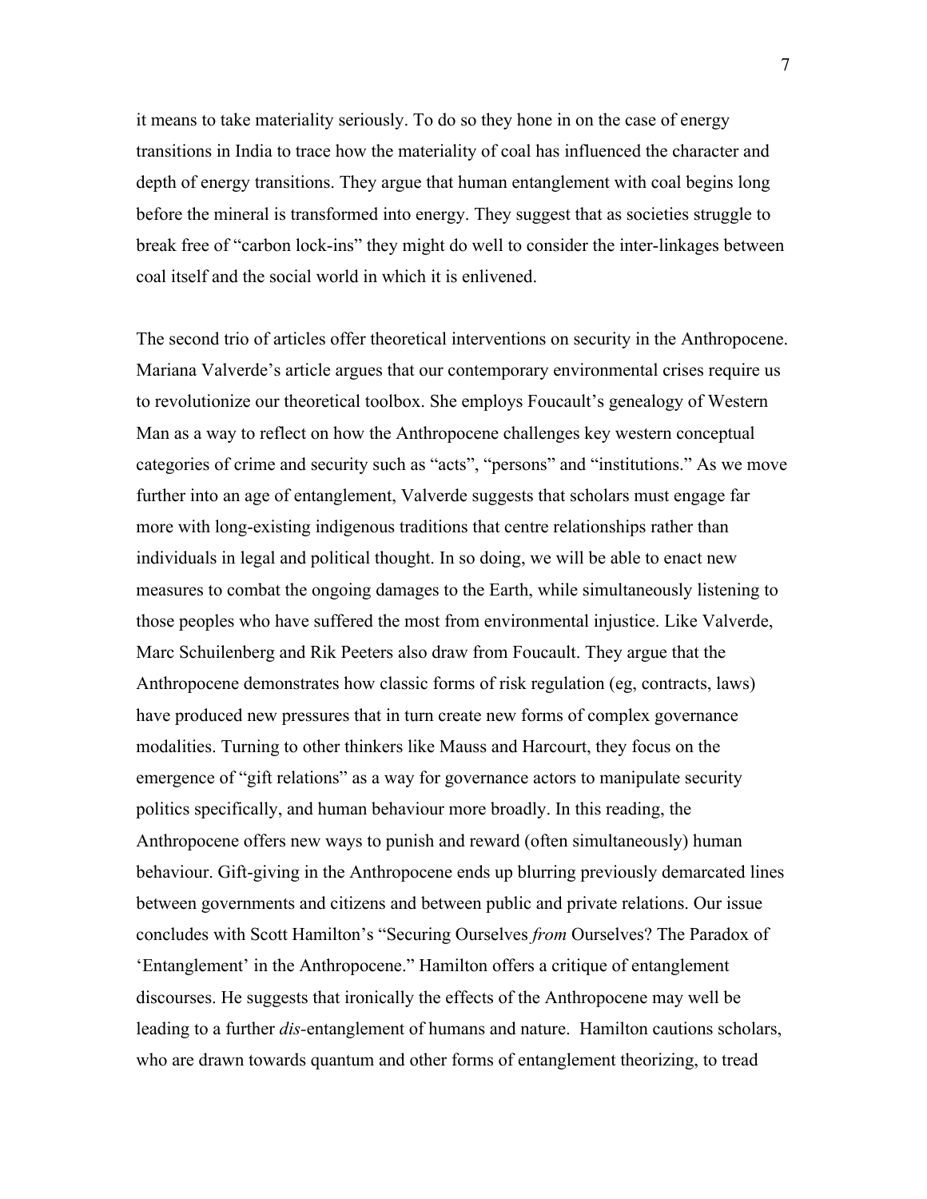it means to take materiality seriously. To do so they hone in on the case of energy transitions in India to trace how the materiality of coal has influenced the character and depth of energy transitions. They argue that human entanglement with coal begins long before the mineral is transformed into energy. They suggest that as societies struggle to break free of "carbon lock-ins" they might do well to consider the inter-linkages between coal itself and the social world in which it is enlivened.

The second trio of articles offer theoretical interventions on security in the Anthropocene. Mariana Valverde's article argues that our contemporary environmental crises require us to revolutionize our theoretical toolbox. She employs Foucault's genealogy of Western Man as a way to reflect on how the Anthropocene challenges key western conceptual categories of crime and security such as "acts", "persons" and "institutions." As we move further into an age of entanglement, Valverde suggests that scholars must engage far more with long-existing indigenous traditions that centre relationships rather than individuals in legal and political thought. In so doing, we will be able to enact new measures to combat the ongoing damages to the Earth, while simultaneously listening to those peoples who have suffered the most from environmental injustice. Like Valverde, Marc Schuilenberg and Rik Peeters also draw from Foucault. They argue that the Anthropocene demonstrates how classic forms of risk regulation (eg, contracts, laws) have produced new pressures that in turn create new forms of complex governance modalities. Turning to other thinkers like Mauss and Harcourt, they focus on the emergence of "gift relations" as a way for governance actors to manipulate security politics specifically, and human behaviour more broadly. In this reading, the Anthropocene offers new ways to punish and reward (often simultaneously) human behaviour. Gift-giving in the Anthropocene ends up blurring previously demarcated lines between governments and citizens and between public and private relations. Our issue concludes with Scott Hamilton's "Securing Ourselves *from* Ourselves? The Paradox of 'Entanglement' in the Anthropocene." Hamilton offers a critique of entanglement discourses. He suggests that ironically the effects of the Anthropocene may well be leading to a further *dis*-entanglement of humans and nature. Hamilton cautions scholars, who are drawn towards quantum and other forms of entanglement theorizing, to tread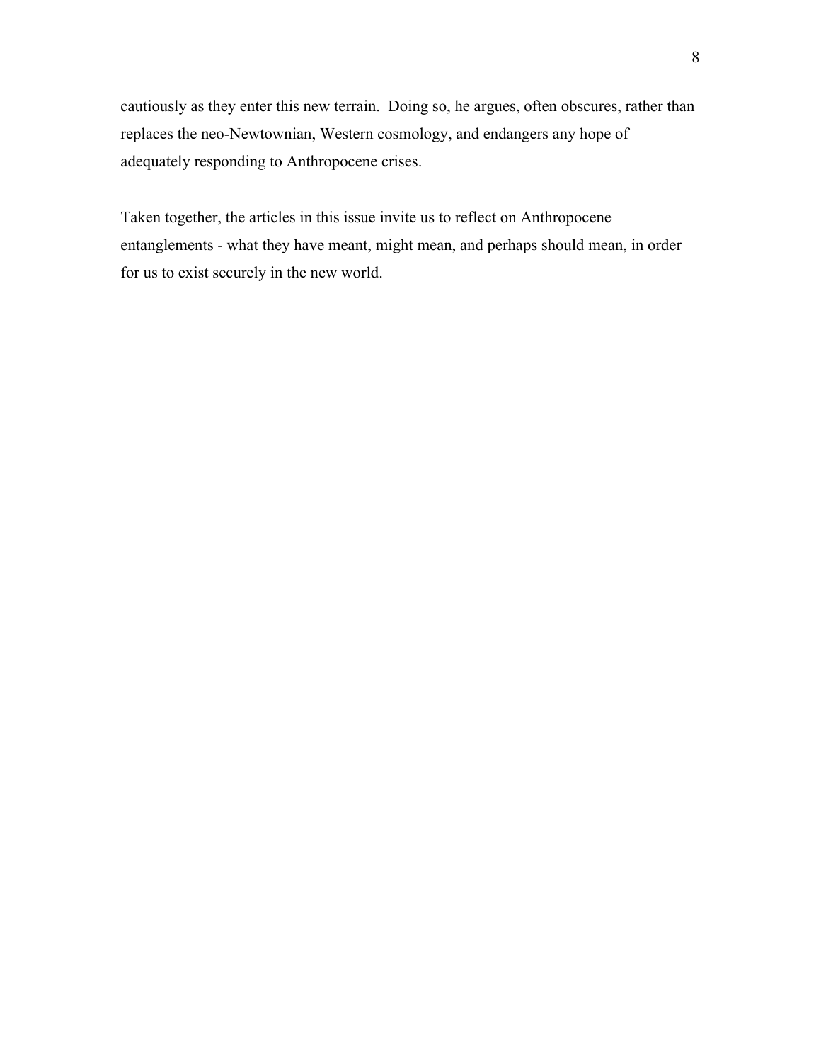cautiously as they enter this new terrain.  Doing so, he argues, often obscures, rather than replaces the neo-Newtownian, Western cosmology, and endangers any hope of adequately responding to Anthropocene crises.

Taken together, the articles in this issue invite us to reflect on Anthropocene entanglements - what they have meant, might mean, and perhaps should mean, in order for us to exist securely in the new world.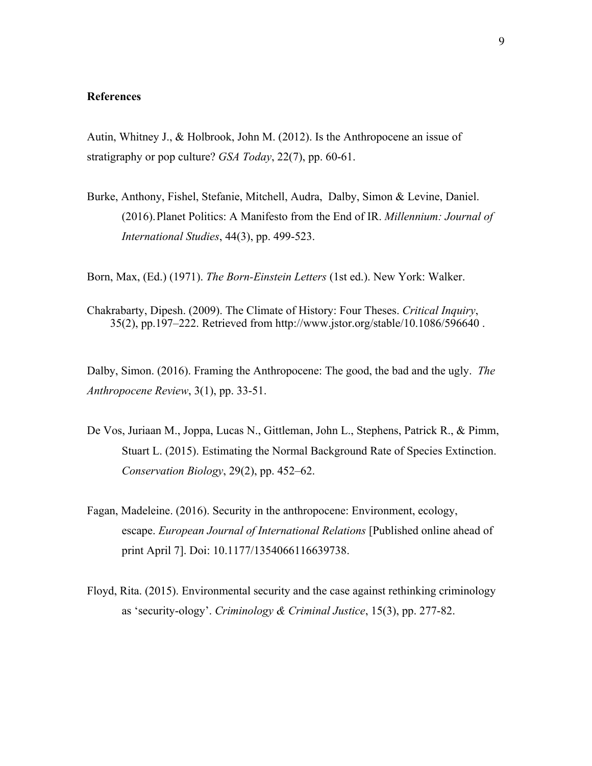**References**

Autin, Whitney J., & Holbrook, John M. (2012). Is the Anthropocene an issue of stratigraphy or pop culture? *GSA Today*, 22(7), pp. 60-61.

Burke, Anthony, Fishel, Stefanie, Mitchell, Audra, Dalby, Simon & Levine, Daniel. (2016). Planet Politics: A Manifesto from the End of IR. *Millennium: Journal of International Studies*, 44(3), pp. 499-523.

Born, Max, (Ed.) (1971). *The Born-Einstein Letters* (1st ed.). New York: Walker.

Chakrabarty, Dipesh. (2009). The Climate of History: Four Theses. *Critical Inquiry*, 35(2), pp.197–222. Retrieved from http://www.jstor.org/stable/10.1086/596640 .

Dalby, Simon. (2016). Framing the Anthropocene: The good, the bad and the ugly. *The Anthropocene Review*, 3(1), pp. 33-51.

De Vos, Juriaan M., Joppa, Lucas N., Gittleman, John L., Stephens, Patrick R., & Pimm, Stuart L. (2015). Estimating the Normal Background Rate of Species Extinction. *Conservation Biology*, 29(2), pp. 452–62.

Fagan, Madeleine. (2016). Security in the anthropocene: Environment, ecology, escape. *European Journal of International Relations* [Published online ahead of print April 7]. Doi: 10.1177/1354066116639738.

Floyd, Rita. (2015). Environmental security and the case against rethinking criminology as 'security-ology'. *Criminology & Criminal Justice*, 15(3), pp. 277-82.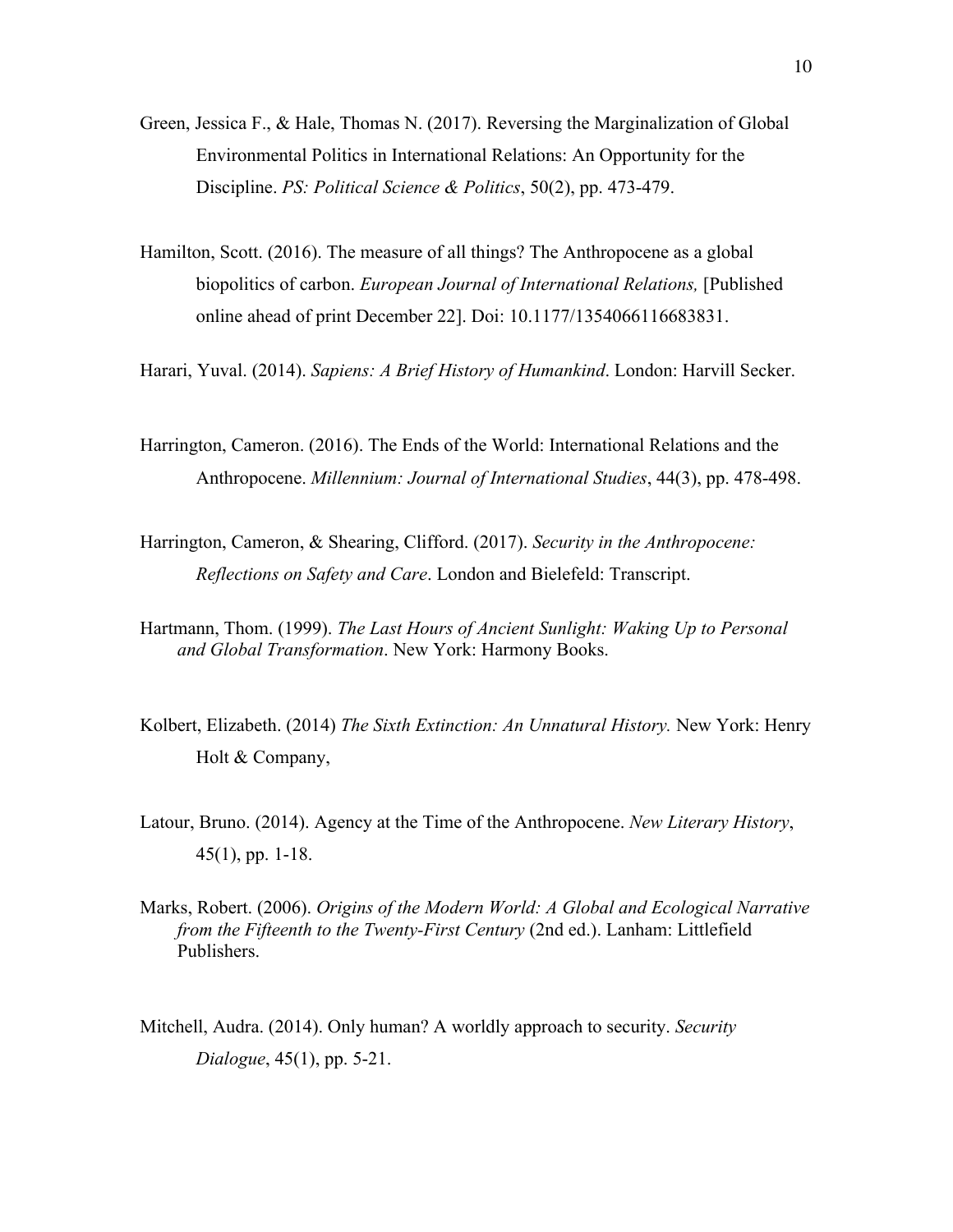Green, Jessica F., & Hale, Thomas N. (2017). Reversing the Marginalization of Global Environmental Politics in International Relations: An Opportunity for the Discipline. *PS: Political Science & Politics*, 50(2), pp. 473-479.

Hamilton, Scott. (2016). The measure of all things? The Anthropocene as a global biopolitics of carbon. *European Journal of International Relations,* [Published online ahead of print December 22]. Doi: 10.1177/1354066116683831.

Harari, Yuval. (2014). *Sapiens: A Brief History of Humankind*. London: Harvill Secker.

Harrington, Cameron. (2016). The Ends of the World: International Relations and the Anthropocene. *Millennium: Journal of International Studies*, 44(3), pp. 478-498.

Harrington, Cameron, & Shearing, Clifford. (2017). *Security in the Anthropocene: Reflections on Safety and Care*. London and Bielefeld: Transcript.

Hartmann, Thom. (1999). *The Last Hours of Ancient Sunlight: Waking Up to Personal and Global Transformation*. New York: Harmony Books.

Kolbert, Elizabeth. (2014) *The Sixth Extinction: An Unnatural History.* New York: Henry Holt & Company,

Latour, Bruno. (2014). Agency at the Time of the Anthropocene. *New Literary History*, 45(1), pp. 1-18.

Marks, Robert. (2006). *Origins of the Modern World: A Global and Ecological Narrative from the Fifteenth to the Twenty-First Century* (2nd ed.). Lanham: Littlefield Publishers.

Mitchell, Audra. (2014). Only human? A worldly approach to security. *Security Dialogue*, 45(1), pp. 5-21.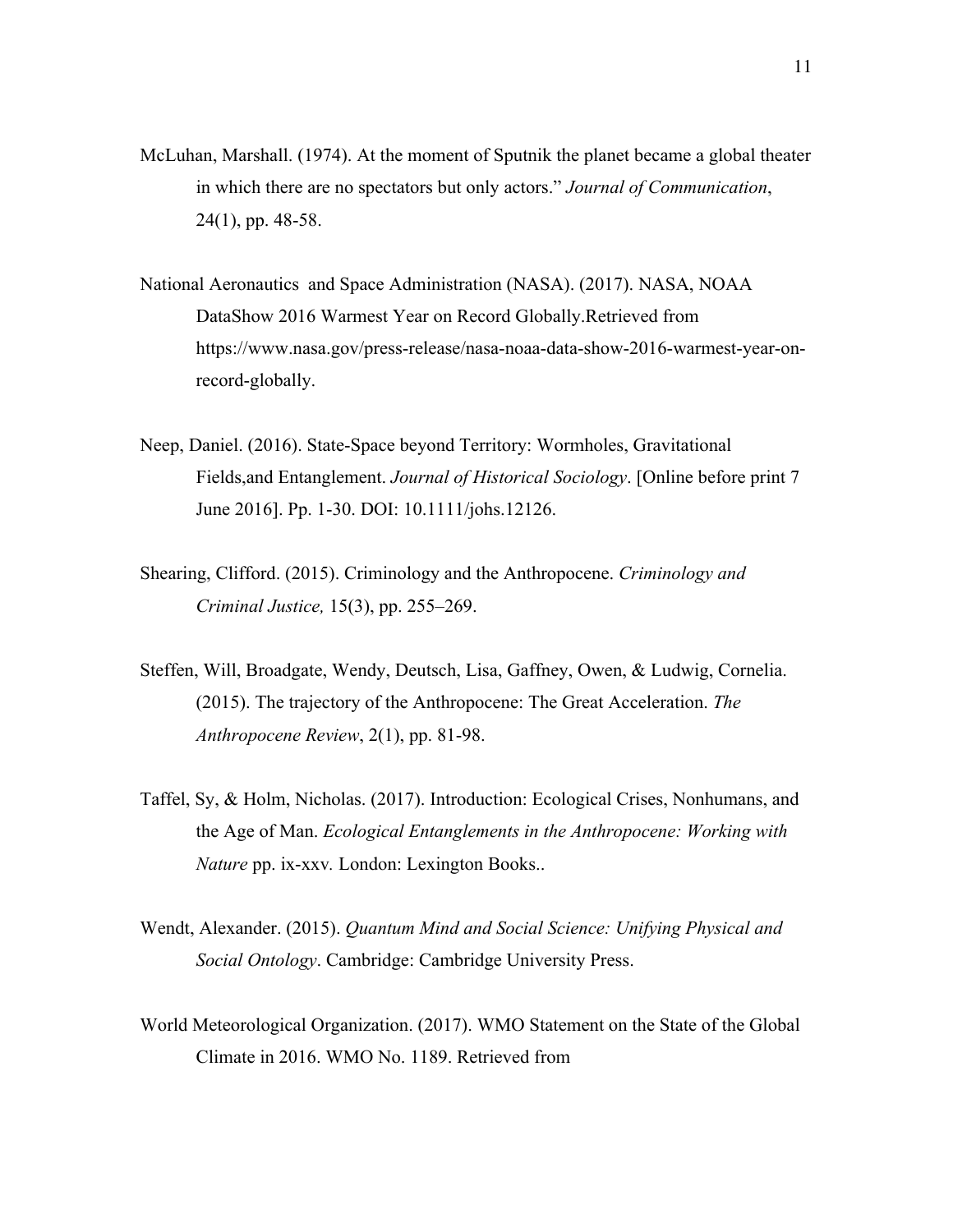McLuhan, Marshall. (1974). At the moment of Sputnik the planet became a global theater in which there are no spectators but only actors." *Journal of Communication*, 24(1), pp. 48-58.

National Aeronautics  and Space Administration (NASA). (2017). NASA, NOAA DataShow 2016 Warmest Year on Record Globally.Retrieved from https://www.nasa.gov/press-release/nasa-noaa-data-show-2016-warmest-year-on-record-globally.

Neep, Daniel. (2016). State-Space beyond Territory: Wormholes, Gravitational Fields,and Entanglement. *Journal of Historical Sociology*. [Online before print 7 June 2016]. Pp. 1-30. DOI: 10.1111/johs.12126.

Shearing, Clifford. (2015). Criminology and the Anthropocene. *Criminology and Criminal Justice,* 15(3), pp. 255–269.

Steffen, Will, Broadgate, Wendy, Deutsch, Lisa, Gaffney, Owen, & Ludwig, Cornelia. (2015). The trajectory of the Anthropocene: The Great Acceleration. *The Anthropocene Review*, 2(1), pp. 81-98.

Taffel, Sy, & Holm, Nicholas. (2017). Introduction: Ecological Crises, Nonhumans, and the Age of Man. *Ecological Entanglements in the Anthropocene: Working with Nature* pp. ix-xxv*.* London: Lexington Books..

Wendt, Alexander. (2015). *Quantum Mind and Social Science: Unifying Physical and Social Ontology*. Cambridge: Cambridge University Press.

World Meteorological Organization. (2017). WMO Statement on the State of the Global Climate in 2016. WMO No. 1189. Retrieved from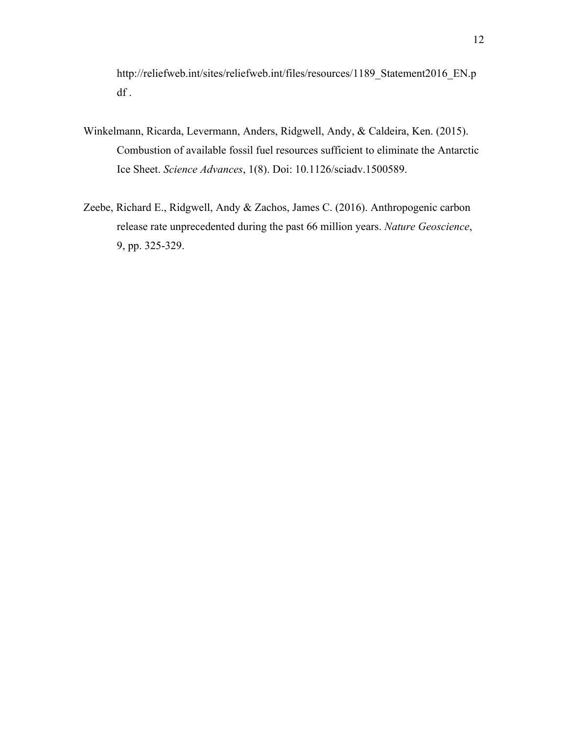http://reliefweb.int/sites/reliefweb.int/files/resources/1189_Statement2016_EN.pdf .

Winkelmann, Ricarda, Levermann, Anders, Ridgwell, Andy, & Caldeira, Ken. (2015). Combustion of available fossil fuel resources sufficient to eliminate the Antarctic Ice Sheet. *Science Advances*, 1(8). Doi: 10.1126/sciadv.1500589.

Zeebe, Richard E., Ridgwell, Andy & Zachos, James C. (2016). Anthropogenic carbon release rate unprecedented during the past 66 million years. *Nature Geoscience*, 9, pp. 325-329.